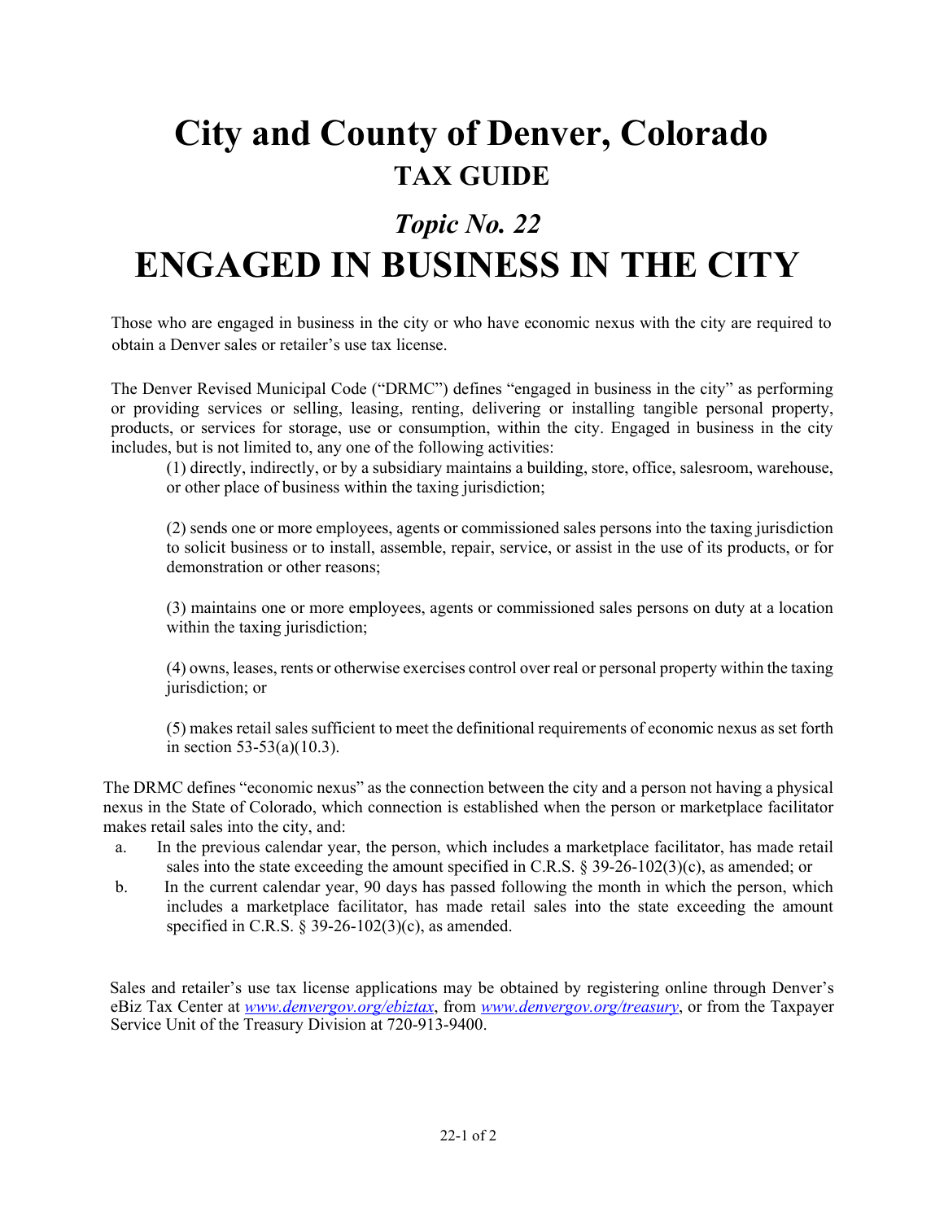# City and County of Denver, Colorado

## TAX GUIDE

## *Topic No. 22*

# ENGAGED IN BUSINESS IN THE CITY

Those who are engaged in business in the city or who have economic nexus with the city are required to obtain a Denver sales or retailer's use tax license.

The Denver Revised Municipal Code ("DRMC") defines "engaged in business in the city" as performing or providing services or selling, leasing, renting, delivering or installing tangible personal property, products, or services for storage, use or consumption, within the city. Engaged in business in the city includes, but is not limited to, any one of the following activities:

(1) directly, indirectly, or by a subsidiary maintains a building, store, office, salesroom, warehouse, or other place of business within the taxing jurisdiction;

(2) sends one or more employees, agents or commissioned sales persons into the taxing jurisdiction to solicit business or to install, assemble, repair, service, or assist in the use of its products, or for demonstration or other reasons;

(3) maintains one or more employees, agents or commissioned sales persons on duty at a location within the taxing jurisdiction;

(4) owns, leases, rents or otherwise exercises control over real or personal property within the taxing jurisdiction; or

(5) makes retail sales sufficient to meet the definitional requirements of economic nexus as set forth in section 53-53(a)(10.3).

The DRMC defines "economic nexus" as the connection between the city and a person not having a physical nexus in the State of Colorado, which connection is established when the person or marketplace facilitator makes retail sales into the city, and:

a. In the previous calendar year, the person, which includes a marketplace facilitator, has made retail sales into the state exceeding the amount specified in C.R.S. § 39-26-102(3)(c), as amended; or

b. In the current calendar year, 90 days has passed following the month in which the person, which includes a marketplace facilitator, has made retail sales into the state exceeding the amount specified in C.R.S. § 39-26-102(3)(c), as amended.

Sales and retailer's use tax license applications may be obtained by registering online through Denver's eBiz Tax Center at *www.denvergov.org/ebiztax*, from *www.denvergov.org/treasury*, or from the Taxpayer Service Unit of the Treasury Division at 720-913-9400.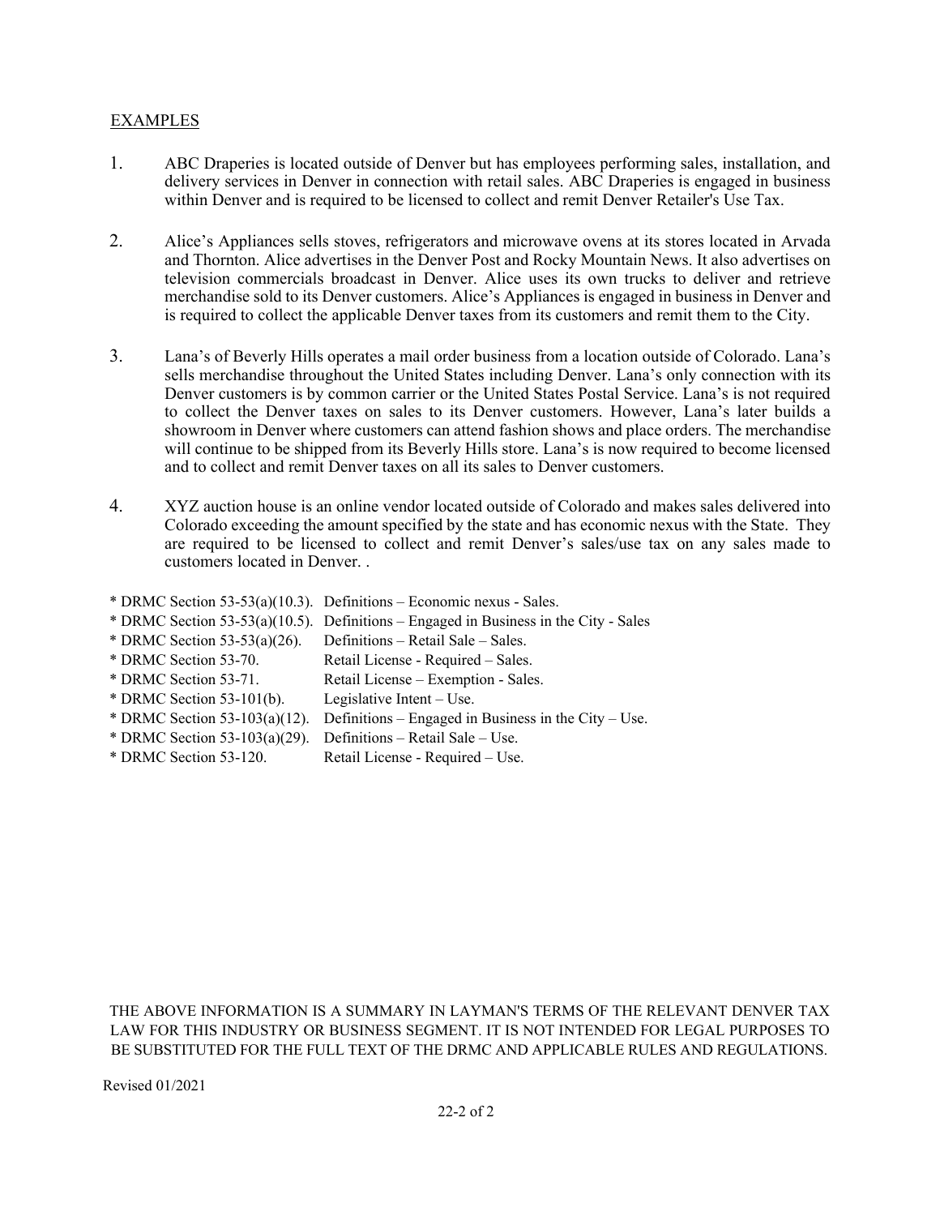## EXAMPLES

1. ABC Draperies is located outside of Denver but has employees performing sales, installation, and delivery services in Denver in connection with retail sales. ABC Draperies is engaged in business within Denver and is required to be licensed to collect and remit Denver Retailer's Use Tax.

2. Alice's Appliances sells stoves, refrigerators and microwave ovens at its stores located in Arvada and Thornton. Alice advertises in the Denver Post and Rocky Mountain News. It also advertises on television commercials broadcast in Denver. Alice uses its own trucks to deliver and retrieve merchandise sold to its Denver customers. Alice's Appliances is engaged in business in Denver and is required to collect the applicable Denver taxes from its customers and remit them to the City.

3. Lana's of Beverly Hills operates a mail order business from a location outside of Colorado. Lana's sells merchandise throughout the United States including Denver. Lana's only connection with its Denver customers is by common carrier or the United States Postal Service. Lana's is not required to collect the Denver taxes on sales to its Denver customers. However, Lana's later builds a showroom in Denver where customers can attend fashion shows and place orders. The merchandise will continue to be shipped from its Beverly Hills store. Lana's is now required to become licensed and to collect and remit Denver taxes on all its sales to Denver customers.

4. XYZ auction house is an online vendor located outside of Colorado and makes sales delivered into Colorado exceeding the amount specified by the state and has economic nexus with the State. They are required to be licensed to collect and remit Denver's sales/use tax on any sales made to customers located in Denver. .

| | |
|---|---|
| * DRMC Section 53-53(a)(10.3). | Definitions – Economic nexus - Sales. |
| * DRMC Section 53-53(a)(10.5). | Definitions – Engaged in Business in the City - Sales |
| * DRMC Section 53-53(a)(26). | Definitions – Retail Sale – Sales. |
| * DRMC Section 53-70. | Retail License - Required – Sales. |
| * DRMC Section 53-71. | Retail License – Exemption - Sales. |
| * DRMC Section 53-101(b). | Legislative Intent – Use. |
| * DRMC Section 53-103(a)(12). | Definitions – Engaged in Business in the City – Use. |
| * DRMC Section 53-103(a)(29). | Definitions – Retail Sale – Use. |
| * DRMC Section 53-120. | Retail License - Required – Use. |

THE ABOVE INFORMATION IS A SUMMARY IN LAYMAN'S TERMS OF THE RELEVANT DENVER TAX LAW FOR THIS INDUSTRY OR BUSINESS SEGMENT. IT IS NOT INTENDED FOR LEGAL PURPOSES TO BE SUBSTITUTED FOR THE FULL TEXT OF THE DRMC AND APPLICABLE RULES AND REGULATIONS.

Revised 01/2021